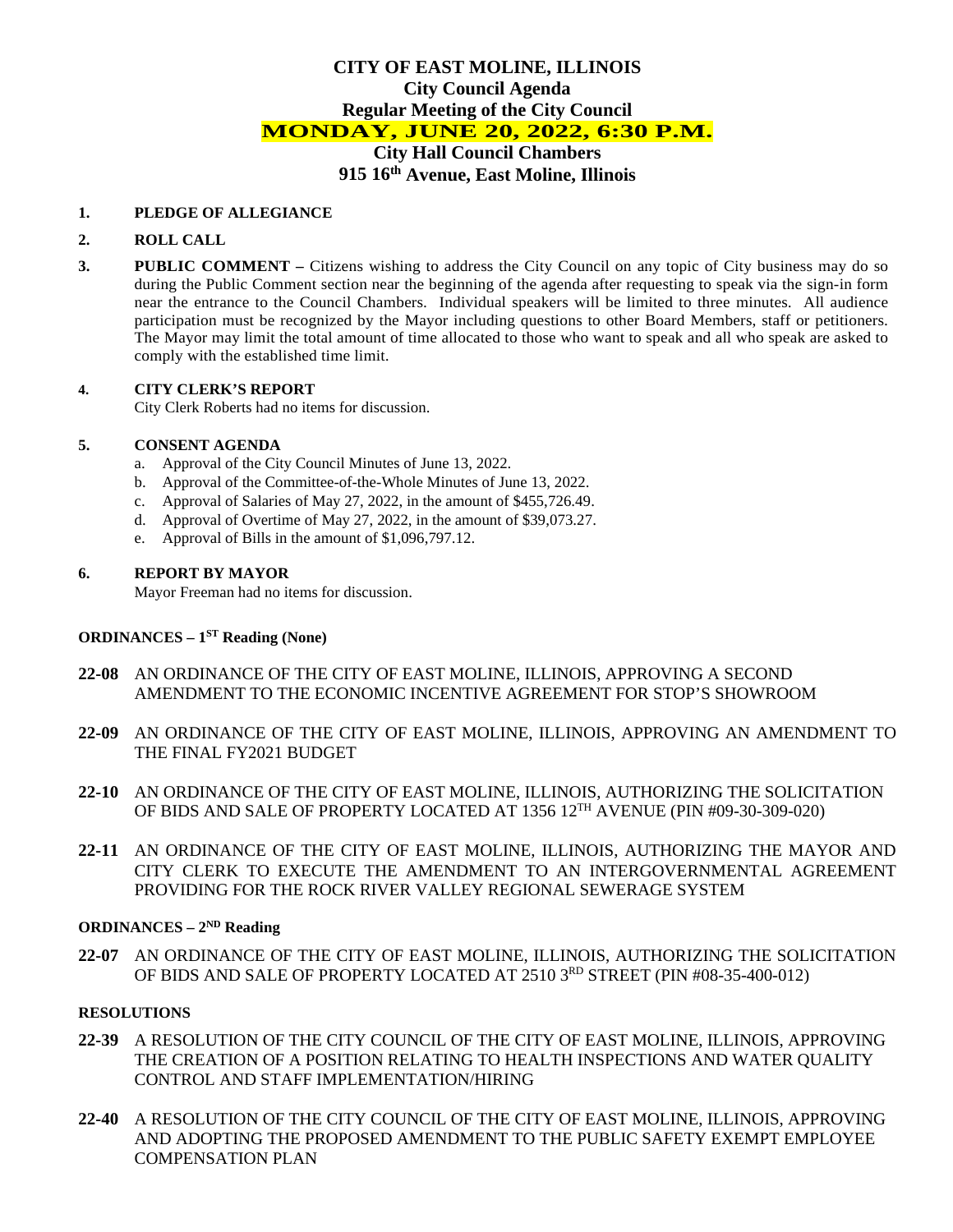# CITY OF EAST MOLINE, ILLINOIS
## City Council Agenda
## Regular Meeting of the City Council
## MONDAY, JUNE 20, 2022, 6:30 P.M.
## City Hall Council Chambers
## 915 16th Avenue, East Moline, Illinois

**1. PLEDGE OF ALLEGIANCE**

**2. ROLL CALL**

**3. PUBLIC COMMENT –** Citizens wishing to address the City Council on any topic of City business may do so during the Public Comment section near the beginning of the agenda after requesting to speak via the sign-in form near the entrance to the Council Chambers. Individual speakers will be limited to three minutes. All audience participation must be recognized by the Mayor including questions to other Board Members, staff or petitioners. The Mayor may limit the total amount of time allocated to those who want to speak and all who speak are asked to comply with the established time limit.

**4. CITY CLERK'S REPORT**

City Clerk Roberts had no items for discussion.

**5. CONSENT AGENDA**

a. Approval of the City Council Minutes of June 13, 2022.
b. Approval of the Committee-of-the-Whole Minutes of June 13, 2022.
c. Approval of Salaries of May 27, 2022, in the amount of $455,726.49.
d. Approval of Overtime of May 27, 2022, in the amount of $39,073.27.
e. Approval of Bills in the amount of $1,096,797.12.

**6. REPORT BY MAYOR**

Mayor Freeman had no items for discussion.

**ORDINANCES – 1ST Reading (None)**

**22-08** AN ORDINANCE OF THE CITY OF EAST MOLINE, ILLINOIS, APPROVING A SECOND AMENDMENT TO THE ECONOMIC INCENTIVE AGREEMENT FOR STOP'S SHOWROOM

**22-09** AN ORDINANCE OF THE CITY OF EAST MOLINE, ILLINOIS, APPROVING AN AMENDMENT TO THE FINAL FY2021 BUDGET

**22-10** AN ORDINANCE OF THE CITY OF EAST MOLINE, ILLINOIS, AUTHORIZING THE SOLICITATION OF BIDS AND SALE OF PROPERTY LOCATED AT 1356 12TH AVENUE (PIN #09-30-309-020)

**22-11** AN ORDINANCE OF THE CITY OF EAST MOLINE, ILLINOIS, AUTHORIZING THE MAYOR AND CITY CLERK TO EXECUTE THE AMENDMENT TO AN INTERGOVERNMENTAL AGREEMENT PROVIDING FOR THE ROCK RIVER VALLEY REGIONAL SEWERAGE SYSTEM

**ORDINANCES – 2ND Reading**

**22-07** AN ORDINANCE OF THE CITY OF EAST MOLINE, ILLINOIS, AUTHORIZING THE SOLICITATION OF BIDS AND SALE OF PROPERTY LOCATED AT 2510 3RD STREET (PIN #08-35-400-012)

**RESOLUTIONS**

**22-39** A RESOLUTION OF THE CITY COUNCIL OF THE CITY OF EAST MOLINE, ILLINOIS, APPROVING THE CREATION OF A POSITION RELATING TO HEALTH INSPECTIONS AND WATER QUALITY CONTROL AND STAFF IMPLEMENTATION/HIRING

**22-40** A RESOLUTION OF THE CITY COUNCIL OF THE CITY OF EAST MOLINE, ILLINOIS, APPROVING AND ADOPTING THE PROPOSED AMENDMENT TO THE PUBLIC SAFETY EXEMPT EMPLOYEE COMPENSATION PLAN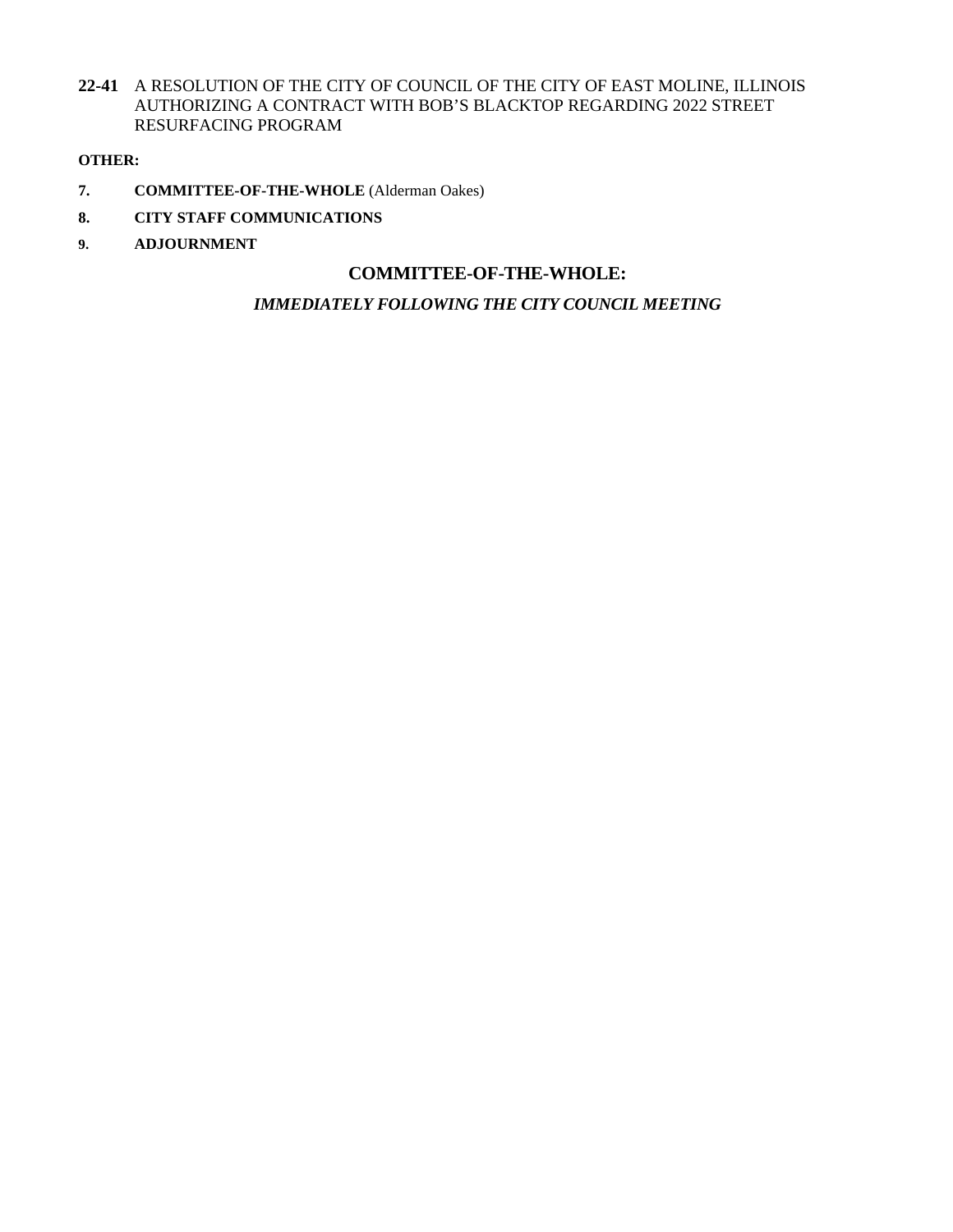**22-41** A RESOLUTION OF THE CITY OF COUNCIL OF THE CITY OF EAST MOLINE, ILLINOIS AUTHORIZING A CONTRACT WITH BOB'S BLACKTOP REGARDING 2022 STREET RESURFACING PROGRAM

**OTHER:**

**7. COMMITTEE-OF-THE-WHOLE** (Alderman Oakes)

**8. CITY STAFF COMMUNICATIONS**

**9. ADJOURNMENT**

## COMMITTEE-OF-THE-WHOLE:

***IMMEDIATELY FOLLOWING THE CITY COUNCIL MEETING***